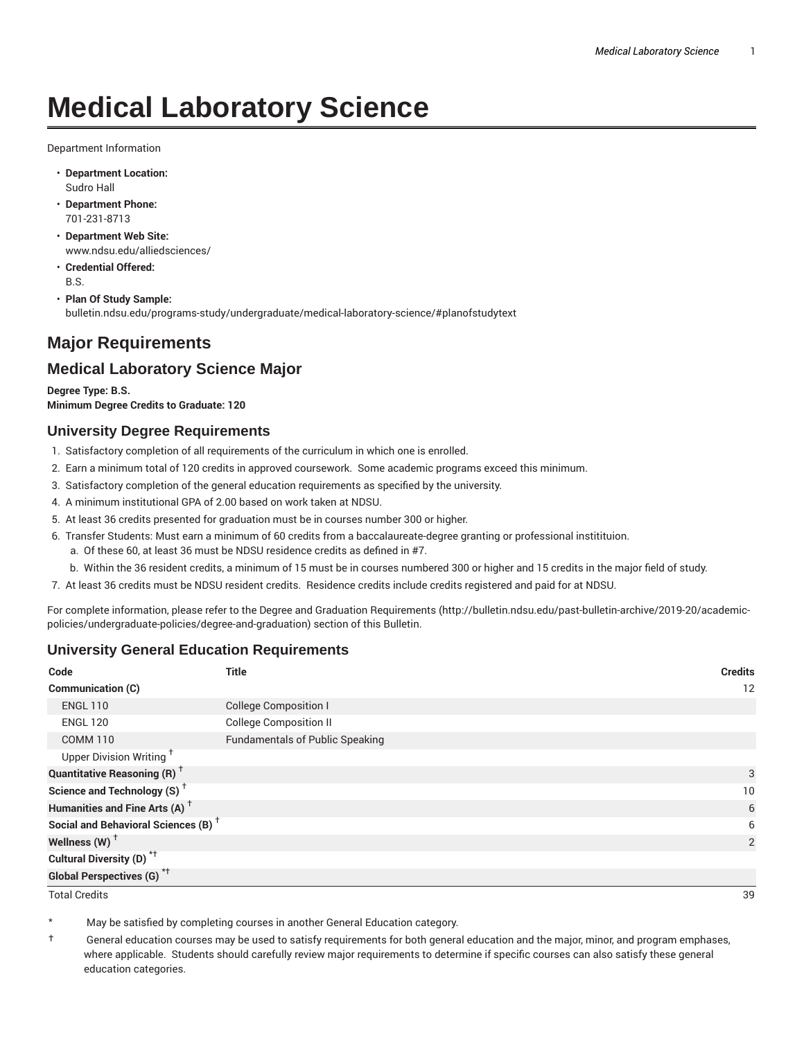# Medical Laboratory Science

Department Information

- **Department Location:**
  Sudro Hall
- **Department Phone:**
  701-231-8713
- **Department Web Site:**
  www.ndsu.edu/alliedsciences/
- **Credential Offered:**
  B.S.
- **Plan Of Study Sample:**
  bulletin.ndsu.edu/programs-study/undergraduate/medical-laboratory-science/#planofstudytext

## Major Requirements

## Medical Laboratory Science Major

**Degree Type: B.S.**
**Minimum Degree Credits to Graduate: 120**

### University Degree Requirements

1. Satisfactory completion of all requirements of the curriculum in which one is enrolled.
2. Earn a minimum total of 120 credits in approved coursework. Some academic programs exceed this minimum.
3. Satisfactory completion of the general education requirements as specified by the university.
4. A minimum institutional GPA of 2.00 based on work taken at NDSU.
5. At least 36 credits presented for graduation must be in courses number 300 or higher.
6. Transfer Students: Must earn a minimum of 60 credits from a baccalaureate-degree granting or professional institituion.
   a. Of these 60, at least 36 must be NDSU residence credits as defined in #7.
   b. Within the 36 resident credits, a minimum of 15 must be in courses numbered 300 or higher and 15 credits in the major field of study.
7. At least 36 credits must be NDSU resident credits. Residence credits include credits registered and paid for at NDSU.

For complete information, please refer to the Degree and Graduation Requirements (http://bulletin.ndsu.edu/past-bulletin-archive/2019-20/academic-policies/undergraduate-policies/degree-and-graduation) section of this Bulletin.

### University General Education Requirements

| Code | Title | Credits |
|---|---|---|
| **Communication (C)** | | 12 |
| ENGL 110 | College Composition I | |
| ENGL 120 | College Composition II | |
| COMM 110 | Fundamentals of Public Speaking | |
| Upper Division Writing † | | |
| **Quantitative Reasoning (R) †** | | 3 |
| **Science and Technology (S) †** | | 10 |
| **Humanities and Fine Arts (A) †** | | 6 |
| **Social and Behavioral Sciences (B) †** | | 6 |
| **Wellness (W) †** | | 2 |
| **Cultural Diversity (D) *†** | | |
| **Global Perspectives (G) *†** | | |
| Total Credits | | 39 |

\* May be satisfied by completing courses in another General Education category.

† General education courses may be used to satisfy requirements for both general education and the major, minor, and program emphases, where applicable. Students should carefully review major requirements to determine if specific courses can also satisfy these general education categories.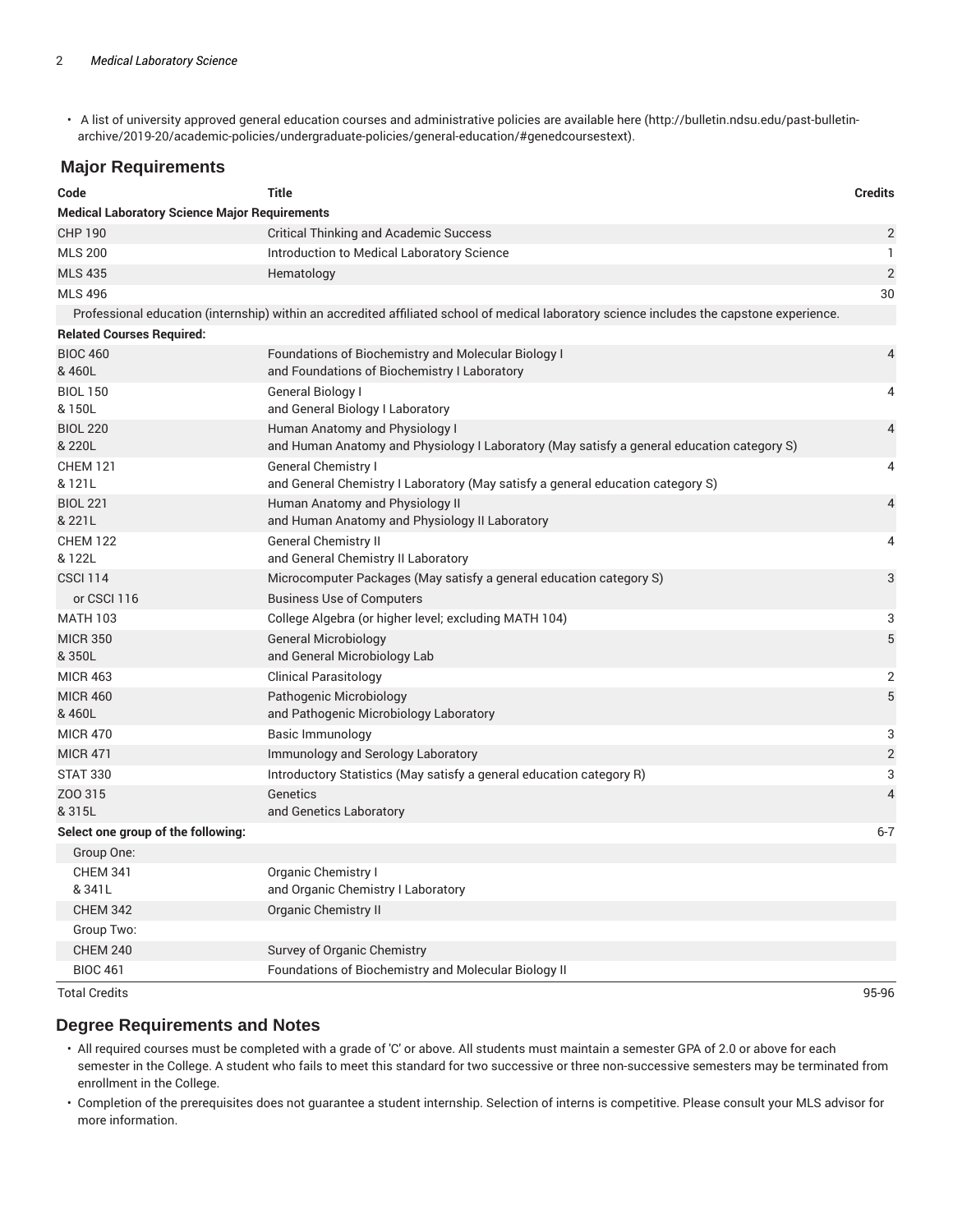- A list of university approved general education courses and administrative policies are available here (http://bulletin.ndsu.edu/past-bulletin-archive/2019-20/academic-policies/undergraduate-policies/general-education/#genedcoursestext).

## Major Requirements

| Code | Title | Credits |
|---|---|---|
| **Medical Laboratory Science Major Requirements** | | |
| CHP 190 | Critical Thinking and Academic Success | 2 |
| MLS 200 | Introduction to Medical Laboratory Science | 1 |
| MLS 435 | Hematology | 2 |
| MLS 496 | | 30 |
| Professional education (internship) within an accredited affiliated school of medical laboratory science includes the capstone experience. | | |
| **Related Courses Required:** | | |
| BIOC 460 & 460L | Foundations of Biochemistry and Molecular Biology I and Foundations of Biochemistry I Laboratory | 4 |
| BIOL 150 & 150L | General Biology I and General Biology I Laboratory | 4 |
| BIOL 220 & 220L | Human Anatomy and Physiology I and Human Anatomy and Physiology I Laboratory (May satisfy a general education category S) | 4 |
| CHEM 121 & 121L | General Chemistry I and General Chemistry I Laboratory (May satisfy a general education category S) | 4 |
| BIOL 221 & 221L | Human Anatomy and Physiology II and Human Anatomy and Physiology II Laboratory | 4 |
| CHEM 122 & 122L | General Chemistry II and General Chemistry II Laboratory | 4 |
| CSCI 114 | Microcomputer Packages (May satisfy a general education category S) | 3 |
| or CSCI 116 | Business Use of Computers | |
| MATH 103 | College Algebra (or higher level; excluding MATH 104) | 3 |
| MICR 350 & 350L | General Microbiology and General Microbiology Lab | 5 |
| MICR 463 | Clinical Parasitology | 2 |
| MICR 460 & 460L | Pathogenic Microbiology and Pathogenic Microbiology Laboratory | 5 |
| MICR 470 | Basic Immunology | 3 |
| MICR 471 | Immunology and Serology Laboratory | 2 |
| STAT 330 | Introductory Statistics (May satisfy a general education category R) | 3 |
| ZOO 315 & 315L | Genetics and Genetics Laboratory | 4 |
| **Select one group of the following:** | | 6-7 |
| Group One: | | |
| CHEM 341 & 341L | Organic Chemistry I and Organic Chemistry I Laboratory | |
| CHEM 342 | Organic Chemistry II | |
| Group Two: | | |
| CHEM 240 | Survey of Organic Chemistry | |
| BIOC 461 | Foundations of Biochemistry and Molecular Biology II | |
| Total Credits | | 95-96 |

## Degree Requirements and Notes

- All required courses must be completed with a grade of 'C' or above. All students must maintain a semester GPA of 2.0 or above for each semester in the College. A student who fails to meet this standard for two successive or three non-successive semesters may be terminated from enrollment in the College.
- Completion of the prerequisites does not guarantee a student internship. Selection of interns is competitive. Please consult your MLS advisor for more information.